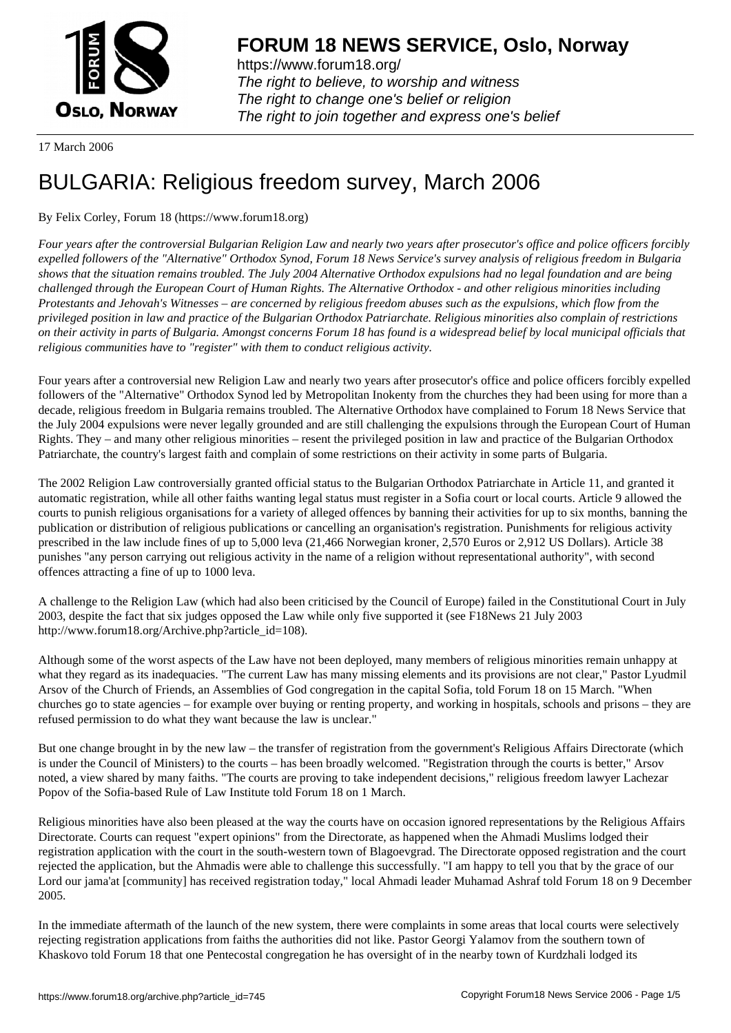# FORUM 18 NEWS SERVICE, Oslo, Norway

https://www.forum18.org/
*The right to believe, to worship and witness*
*The right to change one's belief or religion*
*The right to join together and express one's belief*

17 March 2006

# BULGARIA: Religious freedom survey, March 2006

By Felix Corley, Forum 18 (https://www.forum18.org)

*Four years after the controversial Bulgarian Religion Law and nearly two years after prosecutor's office and police officers forcibly expelled followers of the "Alternative" Orthodox Synod, Forum 18 News Service's survey analysis of religious freedom in Bulgaria shows that the situation remains troubled. The July 2004 Alternative Orthodox expulsions had no legal foundation and are being challenged through the European Court of Human Rights. The Alternative Orthodox - and other religious minorities including Protestants and Jehovah's Witnesses – are concerned by religious freedom abuses such as the expulsions, which flow from the privileged position in law and practice of the Bulgarian Orthodox Patriarchate. Religious minorities also complain of restrictions on their activity in parts of Bulgaria. Amongst concerns Forum 18 has found is a widespread belief by local municipal officials that religious communities have to "register" with them to conduct religious activity.*

Four years after a controversial new Religion Law and nearly two years after prosecutor's office and police officers forcibly expelled followers of the "Alternative" Orthodox Synod led by Metropolitan Inokenty from the churches they had been using for more than a decade, religious freedom in Bulgaria remains troubled. The Alternative Orthodox have complained to Forum 18 News Service that the July 2004 expulsions were never legally grounded and are still challenging the expulsions through the European Court of Human Rights. They – and many other religious minorities – resent the privileged position in law and practice of the Bulgarian Orthodox Patriarchate, the country's largest faith and complain of some restrictions on their activity in some parts of Bulgaria.

The 2002 Religion Law controversially granted official status to the Bulgarian Orthodox Patriarchate in Article 11, and granted it automatic registration, while all other faiths wanting legal status must register in a Sofia court or local courts. Article 9 allowed the courts to punish religious organisations for a variety of alleged offences by banning their activities for up to six months, banning the publication or distribution of religious publications or cancelling an organisation's registration. Punishments for religious activity prescribed in the law include fines of up to 5,000 leva (21,466 Norwegian kroner, 2,570 Euros or 2,912 US Dollars). Article 38 punishes "any person carrying out religious activity in the name of a religion without representational authority", with second offences attracting a fine of up to 1000 leva.

A challenge to the Religion Law (which had also been criticised by the Council of Europe) failed in the Constitutional Court in July 2003, despite the fact that six judges opposed the Law while only five supported it (see F18News 21 July 2003 http://www.forum18.org/Archive.php?article_id=108).

Although some of the worst aspects of the Law have not been deployed, many members of religious minorities remain unhappy at what they regard as its inadequacies. "The current Law has many missing elements and its provisions are not clear," Pastor Lyudmil Arsov of the Church of Friends, an Assemblies of God congregation in the capital Sofia, told Forum 18 on 15 March. "When churches go to state agencies – for example over buying or renting property, and working in hospitals, schools and prisons – they are refused permission to do what they want because the law is unclear."

But one change brought in by the new law – the transfer of registration from the government's Religious Affairs Directorate (which is under the Council of Ministers) to the courts – has been broadly welcomed. "Registration through the courts is better," Arsov noted, a view shared by many faiths. "The courts are proving to take independent decisions," religious freedom lawyer Lachezar Popov of the Sofia-based Rule of Law Institute told Forum 18 on 1 March.

Religious minorities have also been pleased at the way the courts have on occasion ignored representations by the Religious Affairs Directorate. Courts can request "expert opinions" from the Directorate, as happened when the Ahmadi Muslims lodged their registration application with the court in the south-western town of Blagoevgrad. The Directorate opposed registration and the court rejected the application, but the Ahmadis were able to challenge this successfully. "I am happy to tell you that by the grace of our Lord our jama'at [community] has received registration today," local Ahmadi leader Muhamad Ashraf told Forum 18 on 9 December 2005.

In the immediate aftermath of the launch of the new system, there were complaints in some areas that local courts were selectively rejecting registration applications from faiths the authorities did not like. Pastor Georgi Yalamov from the southern town of Khaskovo told Forum 18 that one Pentecostal congregation he has oversight of in the nearby town of Kurdzhali lodged its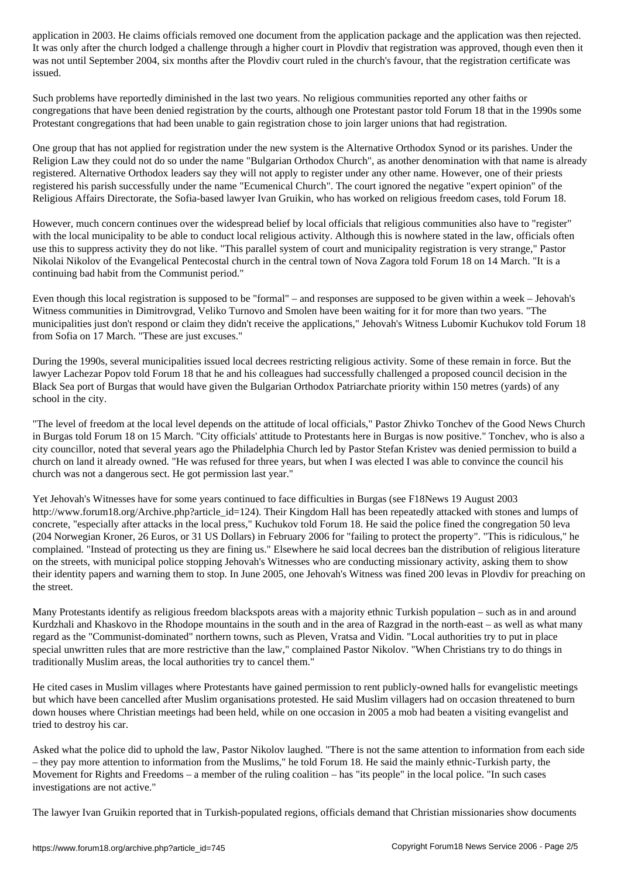application in 2003. He claims officials removed one document from the application package and the application was then rejected. It was only after the church lodged a challenge through a higher court in Plovdiv that registration was approved, though even then it was not until September 2004, six months after the Plovdiv court ruled in the church's favour, that the registration certificate was issued.

Such problems have reportedly diminished in the last two years. No religious communities reported any other faiths or congregations that have been denied registration by the courts, although one Protestant pastor told Forum 18 that in the 1990s some Protestant congregations that had been unable to gain registration chose to join larger unions that had registration.

One group that has not applied for registration under the new system is the Alternative Orthodox Synod or its parishes. Under the Religion Law they could not do so under the name "Bulgarian Orthodox Church", as another denomination with that name is already registered. Alternative Orthodox leaders say they will not apply to register under any other name. However, one of their priests registered his parish successfully under the name "Ecumenical Church". The court ignored the negative "expert opinion" of the Religious Affairs Directorate, the Sofia-based lawyer Ivan Gruikin, who has worked on religious freedom cases, told Forum 18.

However, much concern continues over the widespread belief by local officials that religious communities also have to "register" with the local municipality to be able to conduct local religious activity. Although this is nowhere stated in the law, officials often use this to suppress activity they do not like. "This parallel system of court and municipality registration is very strange," Pastor Nikolai Nikolov of the Evangelical Pentecostal church in the central town of Nova Zagora told Forum 18 on 14 March. "It is a continuing bad habit from the Communist period."

Even though this local registration is supposed to be "formal" – and responses are supposed to be given within a week – Jehovah's Witness communities in Dimitrovgrad, Veliko Turnovo and Smolen have been waiting for it for more than two years. "The municipalities just don't respond or claim they didn't receive the applications," Jehovah's Witness Lubomir Kuchukov told Forum 18 from Sofia on 17 March. "These are just excuses."

During the 1990s, several municipalities issued local decrees restricting religious activity. Some of these remain in force. But the lawyer Lachezar Popov told Forum 18 that he and his colleagues had successfully challenged a proposed council decision in the Black Sea port of Burgas that would have given the Bulgarian Orthodox Patriarchate priority within 150 metres (yards) of any school in the city.

"The level of freedom at the local level depends on the attitude of local officials," Pastor Zhivko Tonchev of the Good News Church in Burgas told Forum 18 on 15 March. "City officials' attitude to Protestants here in Burgas is now positive." Tonchev, who is also a city councillor, noted that several years ago the Philadelphia Church led by Pastor Stefan Kristev was denied permission to build a church on land it already owned. "He was refused for three years, but when I was elected I was able to convince the council his church was not a dangerous sect. He got permission last year."

Yet Jehovah's Witnesses have for some years continued to face difficulties in Burgas (see F18News 19 August 2003 http://www.forum18.org/Archive.php?article_id=124). Their Kingdom Hall has been repeatedly attacked with stones and lumps of concrete, "especially after attacks in the local press," Kuchukov told Forum 18. He said the police fined the congregation 50 leva (204 Norwegian Kroner, 26 Euros, or 31 US Dollars) in February 2006 for "failing to protect the property". "This is ridiculous," he complained. "Instead of protecting us they are fining us." Elsewhere he said local decrees ban the distribution of religious literature on the streets, with municipal police stopping Jehovah's Witnesses who are conducting missionary activity, asking them to show their identity papers and warning them to stop. In June 2005, one Jehovah's Witness was fined 200 levas in Plovdiv for preaching on the street.

Many Protestants identify as religious freedom blackspots areas with a majority ethnic Turkish population – such as in and around Kurdzhali and Khaskovo in the Rhodope mountains in the south and in the area of Razgrad in the north-east – as well as what many regard as the "Communist-dominated" northern towns, such as Pleven, Vratsa and Vidin. "Local authorities try to put in place special unwritten rules that are more restrictive than the law," complained Pastor Nikolov. "When Christians try to do things in traditionally Muslim areas, the local authorities try to cancel them."

He cited cases in Muslim villages where Protestants have gained permission to rent publicly-owned halls for evangelistic meetings but which have been cancelled after Muslim organisations protested. He said Muslim villagers had on occasion threatened to burn down houses where Christian meetings had been held, while on one occasion in 2005 a mob had beaten a visiting evangelist and tried to destroy his car.

Asked what the police did to uphold the law, Pastor Nikolov laughed. "There is not the same attention to information from each side – they pay more attention to information from the Muslims," he told Forum 18. He said the mainly ethnic-Turkish party, the Movement for Rights and Freedoms – a member of the ruling coalition – has "its people" in the local police. "In such cases investigations are not active."

The lawyer Ivan Gruikin reported that in Turkish-populated regions, officials demand that Christian missionaries show documents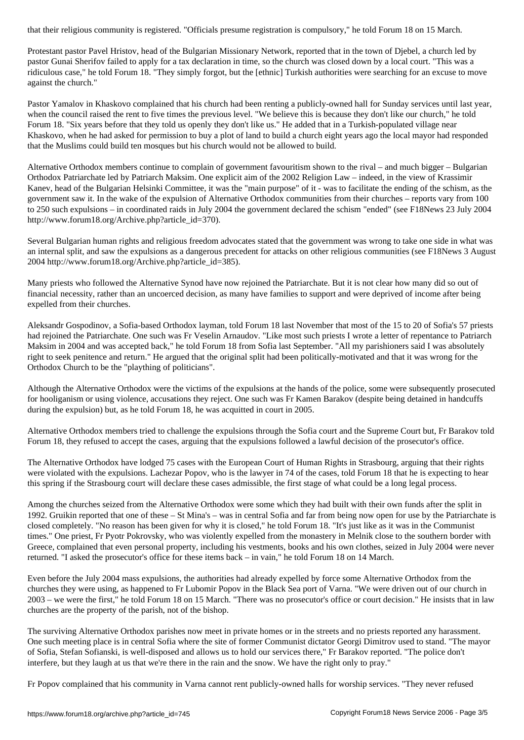that their religious community is registered. "Officials presume registration is compulsory," he told Forum 18 on 15 March.

Protestant pastor Pavel Hristov, head of the Bulgarian Missionary Network, reported that in the town of Djebel, a church led by pastor Gunai Sherifov failed to apply for a tax declaration in time, so the church was closed down by a local court. "This was a ridiculous case," he told Forum 18. "They simply forgot, but the [ethnic] Turkish authorities were searching for an excuse to move against the church."

Pastor Yamalov in Khaskovo complained that his church had been renting a publicly-owned hall for Sunday services until last year, when the council raised the rent to five times the previous level. "We believe this is because they don't like our church," he told Forum 18. "Six years before that they told us openly they don't like us." He added that in a Turkish-populated village near Khaskovo, when he had asked for permission to buy a plot of land to build a church eight years ago the local mayor had responded that the Muslims could build ten mosques but his church would not be allowed to build.

Alternative Orthodox members continue to complain of government favouritism shown to the rival – and much bigger – Bulgarian Orthodox Patriarchate led by Patriarch Maksim. One explicit aim of the 2002 Religion Law – indeed, in the view of Krassimir Kanev, head of the Bulgarian Helsinki Committee, it was the "main purpose" of it - was to facilitate the ending of the schism, as the government saw it. In the wake of the expulsion of Alternative Orthodox communities from their churches – reports vary from 100 to 250 such expulsions – in coordinated raids in July 2004 the government declared the schism "ended" (see F18News 23 July 2004 http://www.forum18.org/Archive.php?article_id=370).

Several Bulgarian human rights and religious freedom advocates stated that the government was wrong to take one side in what was an internal split, and saw the expulsions as a dangerous precedent for attacks on other religious communities (see F18News 3 August 2004 http://www.forum18.org/Archive.php?article_id=385).

Many priests who followed the Alternative Synod have now rejoined the Patriarchate. But it is not clear how many did so out of financial necessity, rather than an uncoerced decision, as many have families to support and were deprived of income after being expelled from their churches.

Aleksandr Gospodinov, a Sofia-based Orthodox layman, told Forum 18 last November that most of the 15 to 20 of Sofia's 57 priests had rejoined the Patriarchate. One such was Fr Veselin Arnaudov. "Like most such priests I wrote a letter of repentance to Patriarch Maksim in 2004 and was accepted back," he told Forum 18 from Sofia last September. "All my parishioners said I was absolutely right to seek penitence and return." He argued that the original split had been politically-motivated and that it was wrong for the Orthodox Church to be the "plaything of politicians".

Although the Alternative Orthodox were the victims of the expulsions at the hands of the police, some were subsequently prosecuted for hooliganism or using violence, accusations they reject. One such was Fr Kamen Barakov (despite being detained in handcuffs during the expulsion) but, as he told Forum 18, he was acquitted in court in 2005.

Alternative Orthodox members tried to challenge the expulsions through the Sofia court and the Supreme Court but, Fr Barakov told Forum 18, they refused to accept the cases, arguing that the expulsions followed a lawful decision of the prosecutor's office.

The Alternative Orthodox have lodged 75 cases with the European Court of Human Rights in Strasbourg, arguing that their rights were violated with the expulsions. Lachezar Popov, who is the lawyer in 74 of the cases, told Forum 18 that he is expecting to hear this spring if the Strasbourg court will declare these cases admissible, the first stage of what could be a long legal process.

Among the churches seized from the Alternative Orthodox were some which they had built with their own funds after the split in 1992. Gruikin reported that one of these – St Mina's – was in central Sofia and far from being now open for use by the Patriarchate is closed completely. "No reason has been given for why it is closed," he told Forum 18. "It's just like as it was in the Communist times." One priest, Fr Pyotr Pokrovsky, who was violently expelled from the monastery in Melnik close to the southern border with Greece, complained that even personal property, including his vestments, books and his own clothes, seized in July 2004 were never returned. "I asked the prosecutor's office for these items back – in vain," he told Forum 18 on 14 March.

Even before the July 2004 mass expulsions, the authorities had already expelled by force some Alternative Orthodox from the churches they were using, as happened to Fr Lubomir Popov in the Black Sea port of Varna. "We were driven out of our church in 2003 – we were the first," he told Forum 18 on 15 March. "There was no prosecutor's office or court decision." He insists that in law churches are the property of the parish, not of the bishop.

The surviving Alternative Orthodox parishes now meet in private homes or in the streets and no priests reported any harassment. One such meeting place is in central Sofia where the site of former Communist dictator Georgi Dimitrov used to stand. "The mayor of Sofia, Stefan Sofianski, is well-disposed and allows us to hold our services there," Fr Barakov reported. "The police don't interfere, but they laugh at us that we're there in the rain and the snow. We have the right only to pray."

Fr Popov complained that his community in Varna cannot rent publicly-owned halls for worship services. "They never refused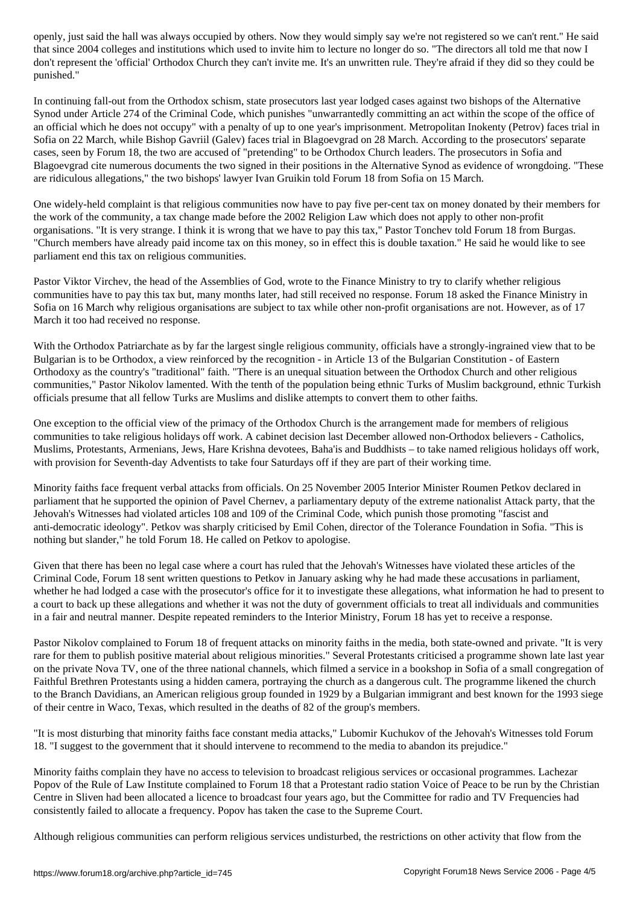openly, just said the hall was always occupied by others. Now they would simply say we're not registered so we can't rent." He said that since 2004 colleges and institutions which used to invite him to lecture no longer do so. "The directors all told me that now I don't represent the 'official' Orthodox Church they can't invite me. It's an unwritten rule. They're afraid if they did so they could be punished."

In continuing fall-out from the Orthodox schism, state prosecutors last year lodged cases against two bishops of the Alternative Synod under Article 274 of the Criminal Code, which punishes "unwarrantedly committing an act within the scope of the office of an official which he does not occupy" with a penalty of up to one year's imprisonment. Metropolitan Inokenty (Petrov) faces trial in Sofia on 22 March, while Bishop Gavriil (Galev) faces trial in Blagoevgrad on 28 March. According to the prosecutors' separate cases, seen by Forum 18, the two are accused of "pretending" to be Orthodox Church leaders. The prosecutors in Sofia and Blagoevgrad cite numerous documents the two signed in their positions in the Alternative Synod as evidence of wrongdoing. "These are ridiculous allegations," the two bishops' lawyer Ivan Gruikin told Forum 18 from Sofia on 15 March.

One widely-held complaint is that religious communities now have to pay five per-cent tax on money donated by their members for the work of the community, a tax change made before the 2002 Religion Law which does not apply to other non-profit organisations. "It is very strange. I think it is wrong that we have to pay this tax," Pastor Tonchev told Forum 18 from Burgas. "Church members have already paid income tax on this money, so in effect this is double taxation." He said he would like to see parliament end this tax on religious communities.

Pastor Viktor Virchev, the head of the Assemblies of God, wrote to the Finance Ministry to try to clarify whether religious communities have to pay this tax but, many months later, had still received no response. Forum 18 asked the Finance Ministry in Sofia on 16 March why religious organisations are subject to tax while other non-profit organisations are not. However, as of 17 March it too had received no response.

With the Orthodox Patriarchate as by far the largest single religious community, officials have a strongly-ingrained view that to be Bulgarian is to be Orthodox, a view reinforced by the recognition - in Article 13 of the Bulgarian Constitution - of Eastern Orthodoxy as the country's "traditional" faith. "There is an unequal situation between the Orthodox Church and other religious communities," Pastor Nikolov lamented. With the tenth of the population being ethnic Turks of Muslim background, ethnic Turkish officials presume that all fellow Turks are Muslims and dislike attempts to convert them to other faiths.

One exception to the official view of the primacy of the Orthodox Church is the arrangement made for members of religious communities to take religious holidays off work. A cabinet decision last December allowed non-Orthodox believers - Catholics, Muslims, Protestants, Armenians, Jews, Hare Krishna devotees, Baha'is and Buddhists – to take named religious holidays off work, with provision for Seventh-day Adventists to take four Saturdays off if they are part of their working time.

Minority faiths face frequent verbal attacks from officials. On 25 November 2005 Interior Minister Roumen Petkov declared in parliament that he supported the opinion of Pavel Chernev, a parliamentary deputy of the extreme nationalist Attack party, that the Jehovah's Witnesses had violated articles 108 and 109 of the Criminal Code, which punish those promoting "fascist and anti-democratic ideology". Petkov was sharply criticised by Emil Cohen, director of the Tolerance Foundation in Sofia. "This is nothing but slander," he told Forum 18. He called on Petkov to apologise.

Given that there has been no legal case where a court has ruled that the Jehovah's Witnesses have violated these articles of the Criminal Code, Forum 18 sent written questions to Petkov in January asking why he had made these accusations in parliament, whether he had lodged a case with the prosecutor's office for it to investigate these allegations, what information he had to present to a court to back up these allegations and whether it was not the duty of government officials to treat all individuals and communities in a fair and neutral manner. Despite repeated reminders to the Interior Ministry, Forum 18 has yet to receive a response.

Pastor Nikolov complained to Forum 18 of frequent attacks on minority faiths in the media, both state-owned and private. "It is very rare for them to publish positive material about religious minorities." Several Protestants criticised a programme shown late last year on the private Nova TV, one of the three national channels, which filmed a service in a bookshop in Sofia of a small congregation of Faithful Brethren Protestants using a hidden camera, portraying the church as a dangerous cult. The programme likened the church to the Branch Davidians, an American religious group founded in 1929 by a Bulgarian immigrant and best known for the 1993 siege of their centre in Waco, Texas, which resulted in the deaths of 82 of the group's members.

"It is most disturbing that minority faiths face constant media attacks," Lubomir Kuchukov of the Jehovah's Witnesses told Forum 18. "I suggest to the government that it should intervene to recommend to the media to abandon its prejudice."

Minority faiths complain they have no access to television to broadcast religious services or occasional programmes. Lachezar Popov of the Rule of Law Institute complained to Forum 18 that a Protestant radio station Voice of Peace to be run by the Christian Centre in Sliven had been allocated a licence to broadcast four years ago, but the Committee for radio and TV Frequencies had consistently failed to allocate a frequency. Popov has taken the case to the Supreme Court.

Although religious communities can perform religious services undisturbed, the restrictions on other activity that flow from the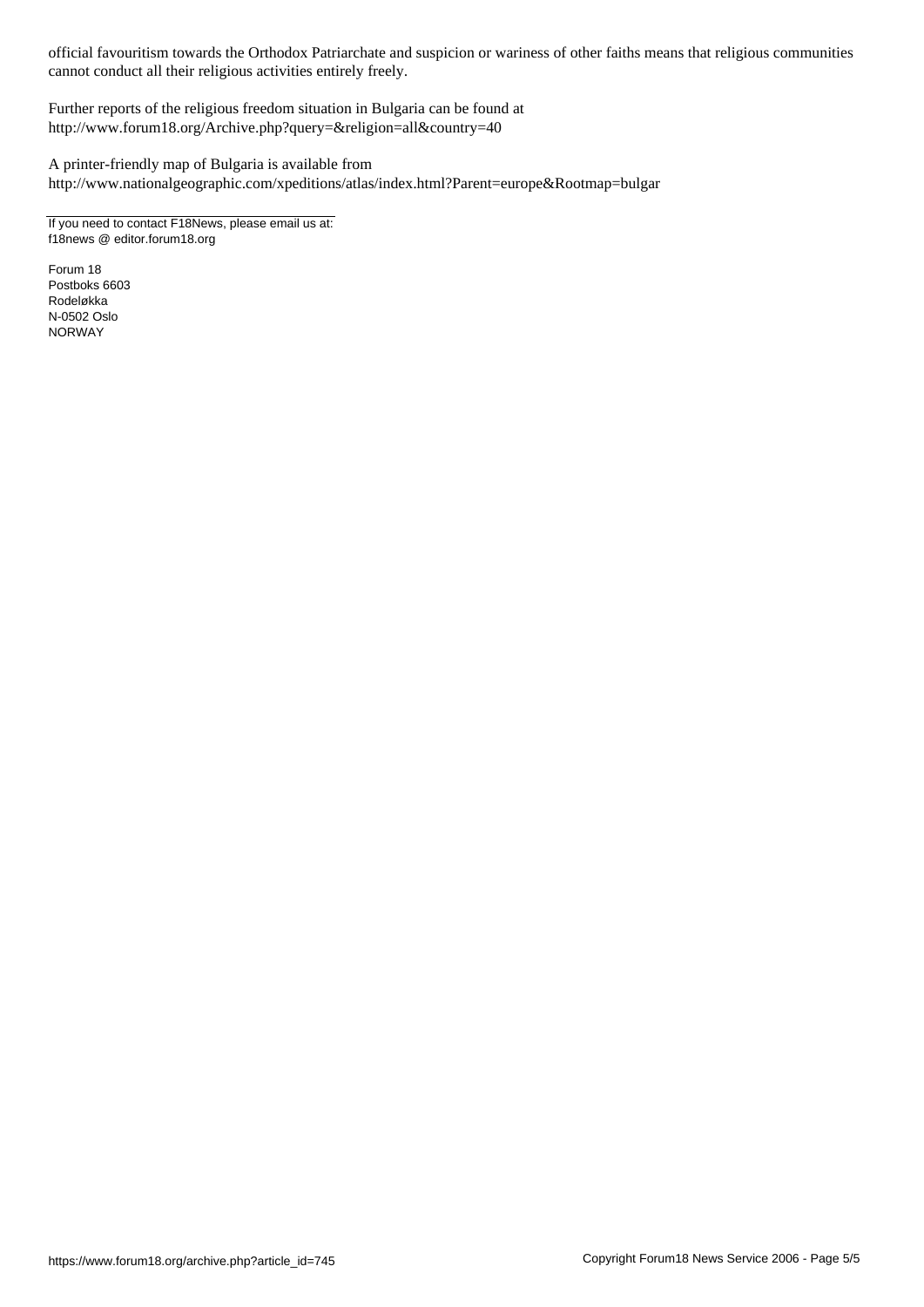official favouritism towards the Orthodox Patriarchate and suspicion or wariness of other faiths means that religious communities cannot conduct all their religious activities entirely freely.

Further reports of the religious freedom situation in Bulgaria can be found at
http://www.forum18.org/Archive.php?query=&religion=all&country=40

A printer-friendly map of Bulgaria is available from
http://www.nationalgeographic.com/xpeditions/atlas/index.html?Parent=europe&Rootmap=bulgar

If you need to contact F18News, please email us at:
f18news @ editor.forum18.org

Forum 18
Postboks 6603
Rodeløkka
N-0502 Oslo
NORWAY